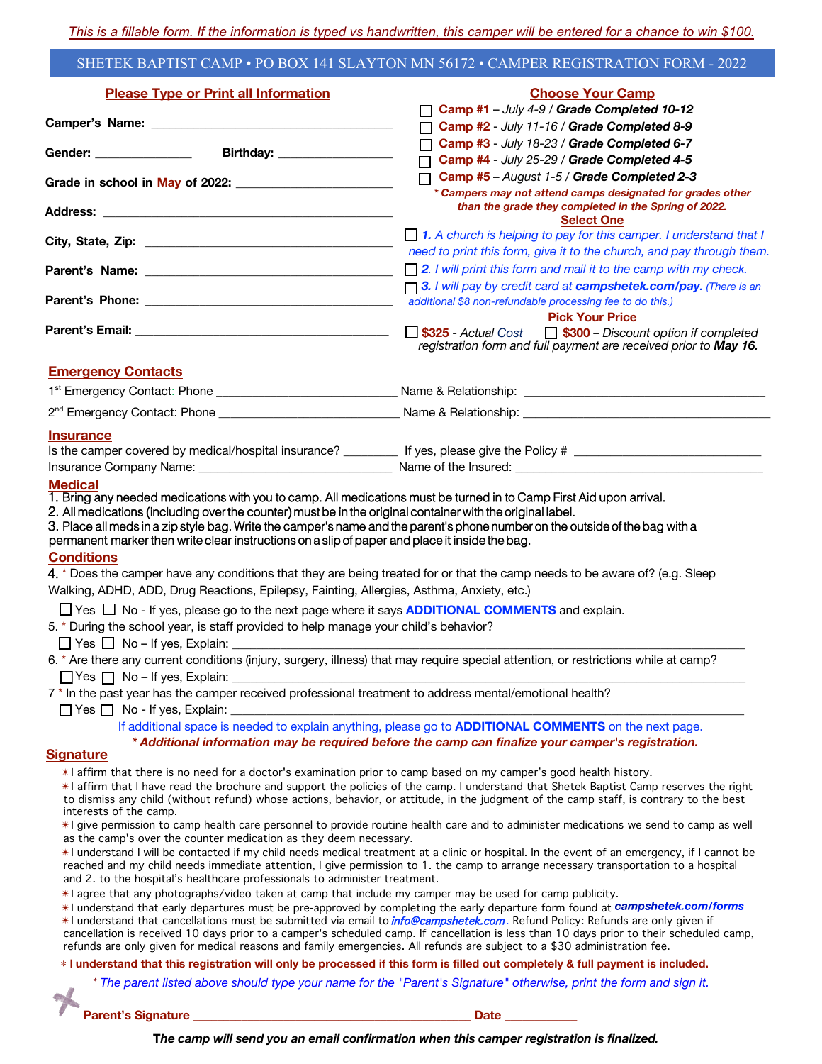*This is a fillable form. If the information is typed vs handwritten, this camper will be entered for a chance to win $100.*

# SHETEK BAPTIST CAMP • PO BOX 141 SLAYTON MN 56172 • CAMPER REGISTRATION FORM - 2022

## Please Type or Print all Information

**Camper's Name:** ___________________________________

**Gender:** ______________ **Birthday:** _________________

**Grade in school in May of 2022:** _______________________

**Address:** ____________________________________________

**City, State, Zip:** ______________________________________

**Parent's Name:** _______________________________________

**Parent's Phone:** ______________________________________

**Parent's Email:** _______________________________________

## Choose Your Camp

- ☐ **Camp #1** – *July 4-9* / ***Grade Completed 10-12***
- ☐ **Camp #2** - *July 11-16* / ***Grade Completed 8-9***
- ☐ **Camp #3** - *July 18-23* / ***Grade Completed 6-7***
- ☐ **Camp #4** - *July 25-29* / ***Grade Completed 4-5***
- ☐ **Camp #5** – *August 1-5* / ***Grade Completed 2-3***

***\* Campers may not attend camps designated for grades other than the grade they completed in the Spring of 2022.***

## Select One

- ☐ ***1.*** *A church is helping to pay for this camper. I understand that I need to print this form, give it to the church, and pay through them.*
- ☐ ***2.*** *I will print this form and mail it to the camp with my check.*
- ☐ ***3.*** *I will pay by credit card at **campshetek.com/pay.** (There is an additional $8 non-refundable processing fee to do this.)*

## Pick Your Price

☐ **$325** - *Actual Cost* ☐ **$300** – *Discount option if completed registration form and full payment are received prior to **May 16.***

## Emergency Contacts

1st Emergency Contact: Phone ________________________ Name & Relationship: ________________________________

2nd Emergency Contact: Phone ________________________ Name & Relationship: ________________________________

## Insurance

Is the camper covered by medical/hospital insurance? ________ If yes, please give the Policy # ________________________

Insurance Company Name: ___________________________ Name of the Insured: ________________________________

## Medical

1. Bring any needed medications with you to camp. All medications must be turned in to Camp First Aid upon arrival.
2. All medications (including over the counter) must be in the original container with the original label.
3. Place all meds in a zip style bag. Write the camper's name and the parent's phone number on the outside of the bag with a permanent marker then write clear instructions on a slip of paper and place it inside the bag.

## Conditions

4. \* Does the camper have any conditions that they are being treated for or that the camp needs to be aware of? (e.g. Sleep Walking, ADHD, ADD, Drug Reactions, Epilepsy, Fainting, Allergies, Asthma, Anxiety, etc.)

   ☐ Yes ☐ No - If yes, please go to the next page where it says **ADDITIONAL COMMENTS** and explain.

5. \* During the school year, is staff provided to help manage your child's behavior?

   ☐ Yes ☐ No – If yes, Explain: ____________________________________________________________

6. \* Are there any current conditions (injury, surgery, illness) that may require special attention, or restrictions while at camp?

   ☐ Yes ☐ No – If yes, Explain: ____________________________________________________________

7. \* In the past year has the camper received professional treatment to address mental/emotional health?

   ☐ Yes ☐ No - If yes, Explain: ____________________________________________________________

If additional space is needed to explain anything, please go to **ADDITIONAL COMMENTS** on the next page.

***\* Additional information may be required before the camp can finalize your camper's registration.***

## Signature

- \* I affirm that there is no need for a doctor's examination prior to camp based on my camper's good health history.
- \* I affirm that I have read the brochure and support the policies of the camp. I understand that Shetek Baptist Camp reserves the right to dismiss any child (without refund) whose actions, behavior, or attitude, in the judgment of the camp staff, is contrary to the best interests of the camp.
- \* I give permission to camp health care personnel to provide routine health care and to administer medications we send to camp as well as the camp's over the counter medication as they deem necessary.
- \* I understand I will be contacted if my child needs medical treatment at a clinic or hospital. In the event of an emergency, if I cannot be reached and my child needs immediate attention, I give permission to 1. the camp to arrange necessary transportation to a hospital and 2. to the hospital's healthcare professionals to administer treatment.
- \* I agree that any photographs/video taken at camp that include my camper may be used for camp publicity.
- \* I understand that early departures must be pre-approved by completing the early departure form found at ***campshetek.com/forms***
- \* I understand that cancellations must be submitted via email to *info@campshetek.com*. Refund Policy: Refunds are only given if cancellation is received 10 days prior to a camper's scheduled camp. If cancellation is less than 10 days prior to their scheduled camp, refunds are only given for medical reasons and family emergencies. All refunds are subject to a $30 administration fee.
- \* I **understand that this registration will only be processed if this form is filled out completely & full payment is included.**

*\* The parent listed above should type your name for the "Parent's Signature" otherwise, print the form and sign it.*

**Parent's Signature** ________________________________________ **Date** ___________

***The camp will send you an email confirmation when this camper registration is finalized.***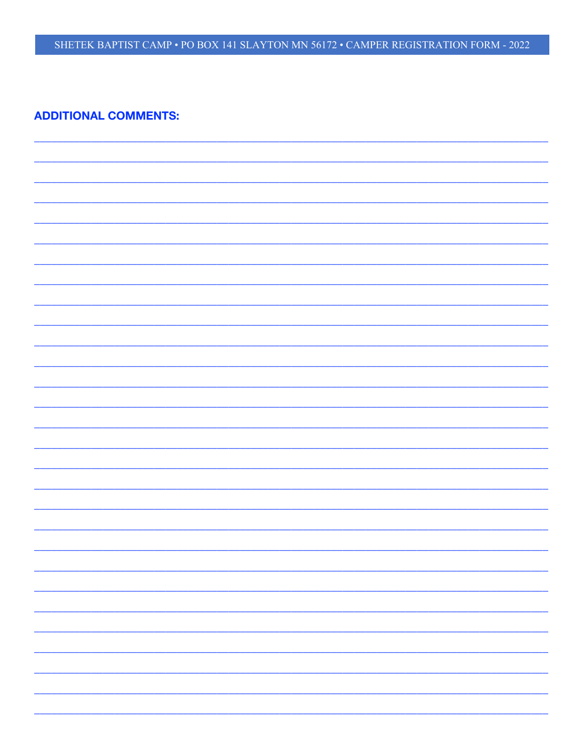**ADDITIONAL COMMENTS:**

_______________________________________________________________________________

_______________________________________________________________________________

_______________________________________________________________________________

_______________________________________________________________________________

_______________________________________________________________________________

_______________________________________________________________________________

_______________________________________________________________________________

_______________________________________________________________________________

_______________________________________________________________________________

_______________________________________________________________________________

_______________________________________________________________________________

_______________________________________________________________________________

_______________________________________________________________________________

_______________________________________________________________________________

_______________________________________________________________________________

_______________________________________________________________________________

_______________________________________________________________________________

_______________________________________________________________________________

_______________________________________________________________________________

_______________________________________________________________________________

_______________________________________________________________________________

_______________________________________________________________________________

_______________________________________________________________________________

_______________________________________________________________________________

_______________________________________________________________________________

_______________________________________________________________________________

_______________________________________________________________________________

_______________________________________________________________________________